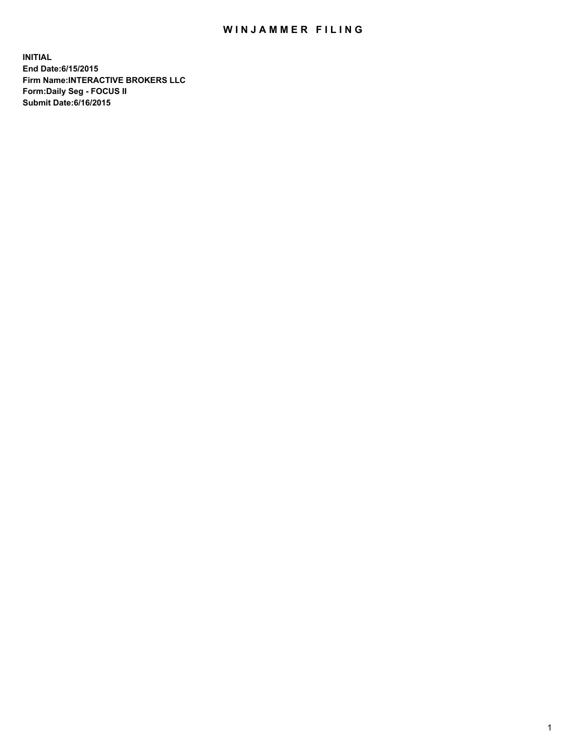# WINJAMMER FILING

**INITIAL**
**End Date:6/15/2015**
**Firm Name:INTERACTIVE BROKERS LLC**
**Form:Daily Seg - FOCUS II**
**Submit Date:6/16/2015**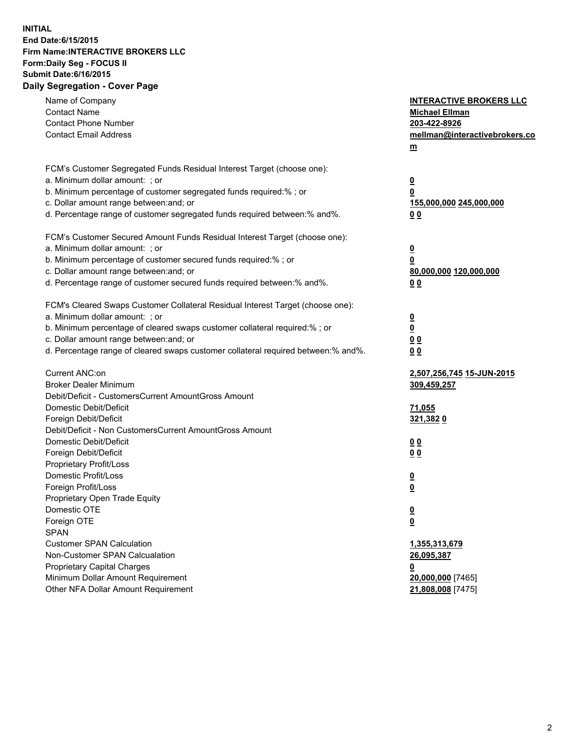**INITIAL**
**End Date:6/15/2015**
**Firm Name:INTERACTIVE BROKERS LLC**
**Form:Daily Seg - FOCUS II**
**Submit Date:6/16/2015**
**Daily Segregation - Cover Page**

| | |
|---|---|
| Name of Company | **INTERACTIVE BROKERS LLC** |
| Contact Name | **Michael Ellman** |
| Contact Phone Number | **203-422-8926** |
| Contact Email Address | **mellman@interactivebrokers.com** |
| FCM's Customer Segregated Funds Residual Interest Target (choose one): | |
| a. Minimum dollar amount: ; or | **0** |
| b. Minimum percentage of customer segregated funds required:% ; or | **0** |
| c. Dollar amount range between:and; or | **155,000,000 245,000,000** |
| d. Percentage range of customer segregated funds required between:% and%. | **0 0** |
| FCM's Customer Secured Amount Funds Residual Interest Target (choose one): | |
| a. Minimum dollar amount: ; or | **0** |
| b. Minimum percentage of customer secured funds required:% ; or | **0** |
| c. Dollar amount range between:and; or | **80,000,000 120,000,000** |
| d. Percentage range of customer secured funds required between:% and%. | **0 0** |
| FCM's Cleared Swaps Customer Collateral Residual Interest Target (choose one): | |
| a. Minimum dollar amount: ; or | **0** |
| b. Minimum percentage of cleared swaps customer collateral required:% ; or | **0** |
| c. Dollar amount range between:and; or | **0 0** |
| d. Percentage range of cleared swaps customer collateral required between:% and%. | **0 0** |
| Current ANC:on | **2,507,256,745 15-JUN-2015** |
| Broker Dealer Minimum | **309,459,257** |
| Debit/Deficit - CustomersCurrent AmountGross Amount | |
| Domestic Debit/Deficit | **71,055** |
| Foreign Debit/Deficit | **321,382 0** |
| Debit/Deficit - Non CustomersCurrent AmountGross Amount | |
| Domestic Debit/Deficit | **0 0** |
| Foreign Debit/Deficit | **0 0** |
| Proprietary Profit/Loss | |
| Domestic Profit/Loss | **0** |
| Foreign Profit/Loss | **0** |
| Proprietary Open Trade Equity | |
| Domestic OTE | **0** |
| Foreign OTE | **0** |
| SPAN | |
| Customer SPAN Calculation | **1,355,313,679** |
| Non-Customer SPAN Calcualation | **26,095,387** |
| Proprietary Capital Charges | **0** |
| Minimum Dollar Amount Requirement | **20,000,000** [7465] |
| Other NFA Dollar Amount Requirement | **21,808,008** [7475] |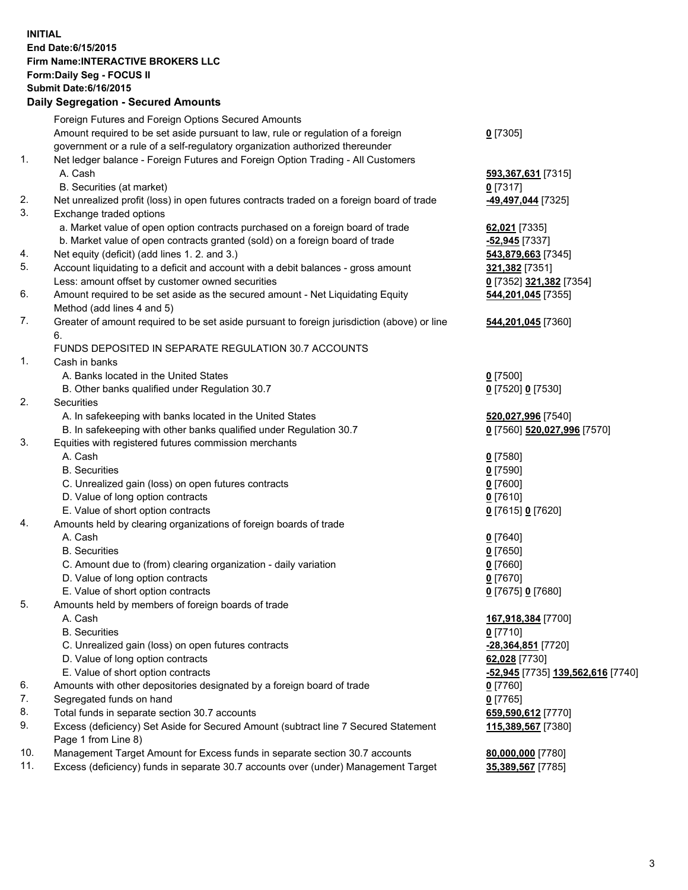**INITIAL**
**End Date:6/15/2015**
**Firm Name:INTERACTIVE BROKERS LLC**
**Form:Daily Seg - FOCUS II**
**Submit Date:6/16/2015**

## Daily Segregation - Secured Amounts

| | | |
|---|---|---|
| | Foreign Futures and Foreign Options Secured Amounts | |
| | Amount required to be set aside pursuant to law, rule or regulation of a foreign government or a rule of a self-regulatory organization authorized thereunder | **0** [7305] |
| 1. | Net ledger balance - Foreign Futures and Foreign Option Trading - All Customers | |
| | A. Cash | **593,367,631** [7315] |
| | B. Securities (at market) | **0** [7317] |
| 2. | Net unrealized profit (loss) in open futures contracts traded on a foreign board of trade | **-49,497,044** [7325] |
| 3. | Exchange traded options | |
| | a. Market value of open option contracts purchased on a foreign board of trade | **62,021** [7335] |
| | b. Market value of open contracts granted (sold) on a foreign board of trade | **-52,945** [7337] |
| 4. | Net equity (deficit) (add lines 1. 2. and 3.) | **543,879,663** [7345] |
| 5. | Account liquidating to a deficit and account with a debit balances - gross amount | **321,382** [7351] |
| | Less: amount offset by customer owned securities | **0** [7352] **321,382** [7354] |
| 6. | Amount required to be set aside as the secured amount - Net Liquidating Equity Method (add lines 4 and 5) | **544,201,045** [7355] |
| 7. | Greater of amount required to be set aside pursuant to foreign jurisdiction (above) or line 6. | **544,201,045** [7360] |
| | FUNDS DEPOSITED IN SEPARATE REGULATION 30.7 ACCOUNTS | |
| 1. | Cash in banks | |
| | A. Banks located in the United States | **0** [7500] |
| | B. Other banks qualified under Regulation 30.7 | **0** [7520] **0** [7530] |
| 2. | Securities | |
| | A. In safekeeping with banks located in the United States | **520,027,996** [7540] |
| | B. In safekeeping with other banks qualified under Regulation 30.7 | **0** [7560] **520,027,996** [7570] |
| 3. | Equities with registered futures commission merchants | |
| | A. Cash | **0** [7580] |
| | B. Securities | **0** [7590] |
| | C. Unrealized gain (loss) on open futures contracts | **0** [7600] |
| | D. Value of long option contracts | **0** [7610] |
| | E. Value of short option contracts | **0** [7615] **0** [7620] |
| 4. | Amounts held by clearing organizations of foreign boards of trade | |
| | A. Cash | **0** [7640] |
| | B. Securities | **0** [7650] |
| | C. Amount due to (from) clearing organization - daily variation | **0** [7660] |
| | D. Value of long option contracts | **0** [7670] |
| | E. Value of short option contracts | **0** [7675] **0** [7680] |
| 5. | Amounts held by members of foreign boards of trade | |
| | A. Cash | **167,918,384** [7700] |
| | B. Securities | **0** [7710] |
| | C. Unrealized gain (loss) on open futures contracts | **-28,364,851** [7720] |
| | D. Value of long option contracts | **62,028** [7730] |
| | E. Value of short option contracts | **-52,945** [7735] **139,562,616** [7740] |
| 6. | Amounts with other depositories designated by a foreign board of trade | **0** [7760] |
| 7. | Segregated funds on hand | **0** [7765] |
| 8. | Total funds in separate section 30.7 accounts | **659,590,612** [7770] |
| 9. | Excess (deficiency) Set Aside for Secured Amount (subtract line 7 Secured Statement Page 1 from Line 8) | **115,389,567** [7380] |
| 10. | Management Target Amount for Excess funds in separate section 30.7 accounts | **80,000,000** [7780] |
| 11. | Excess (deficiency) funds in separate 30.7 accounts over (under) Management Target | **35,389,567** [7785] |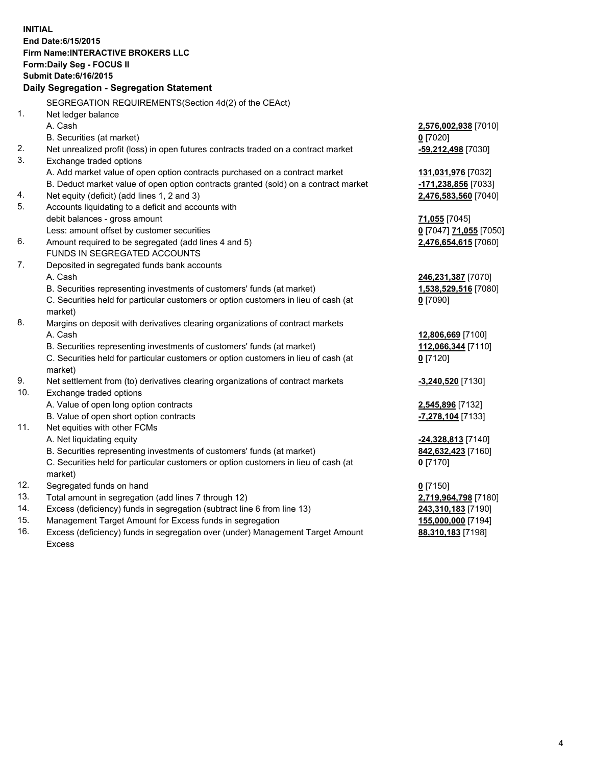**INITIAL**
**End Date:6/15/2015**
**Firm Name:INTERACTIVE BROKERS LLC**
**Form:Daily Seg - FOCUS II**
**Submit Date:6/16/2015**

### Daily Segregation - Segregation Statement

| | | |
|---|---|---|
| | SEGREGATION REQUIREMENTS(Section 4d(2) of the CEAct) | |
| 1. | Net ledger balance | |
| | A. Cash | **2,576,002,938** [7010] |
| | B. Securities (at market) | **0** [7020] |
| 2. | Net unrealized profit (loss) in open futures contracts traded on a contract market | **-59,212,498** [7030] |
| 3. | Exchange traded options | |
| | A. Add market value of open option contracts purchased on a contract market | **131,031,976** [7032] |
| | B. Deduct market value of open option contracts granted (sold) on a contract market | **-171,238,856** [7033] |
| 4. | Net equity (deficit) (add lines 1, 2 and 3) | **2,476,583,560** [7040] |
| 5. | Accounts liquidating to a deficit and accounts with | |
| | debit balances - gross amount | **71,055** [7045] |
| | Less: amount offset by customer securities | **0** [7047] **71,055** [7050] |
| 6. | Amount required to be segregated (add lines 4 and 5) | **2,476,654,615** [7060] |
| | FUNDS IN SEGREGATED ACCOUNTS | |
| 7. | Deposited in segregated funds bank accounts | |
| | A. Cash | **246,231,387** [7070] |
| | B. Securities representing investments of customers' funds (at market) | **1,538,529,516** [7080] |
| | C. Securities held for particular customers or option customers in lieu of cash (at market) | **0** [7090] |
| 8. | Margins on deposit with derivatives clearing organizations of contract markets | |
| | A. Cash | **12,806,669** [7100] |
| | B. Securities representing investments of customers' funds (at market) | **112,066,344** [7110] |
| | C. Securities held for particular customers or option customers in lieu of cash (at market) | **0** [7120] |
| 9. | Net settlement from (to) derivatives clearing organizations of contract markets | **-3,240,520** [7130] |
| 10. | Exchange traded options | |
| | A. Value of open long option contracts | **2,545,896** [7132] |
| | B. Value of open short option contracts | **-7,278,104** [7133] |
| 11. | Net equities with other FCMs | |
| | A. Net liquidating equity | **-24,328,813** [7140] |
| | B. Securities representing investments of customers' funds (at market) | **842,632,423** [7160] |
| | C. Securities held for particular customers or option customers in lieu of cash (at market) | **0** [7170] |
| 12. | Segregated funds on hand | **0** [7150] |
| 13. | Total amount in segregation (add lines 7 through 12) | **2,719,964,798** [7180] |
| 14. | Excess (deficiency) funds in segregation (subtract line 6 from line 13) | **243,310,183** [7190] |
| 15. | Management Target Amount for Excess funds in segregation | **155,000,000** [7194] |
| 16. | Excess (deficiency) funds in segregation over (under) Management Target Amount Excess | **88,310,183** [7198] |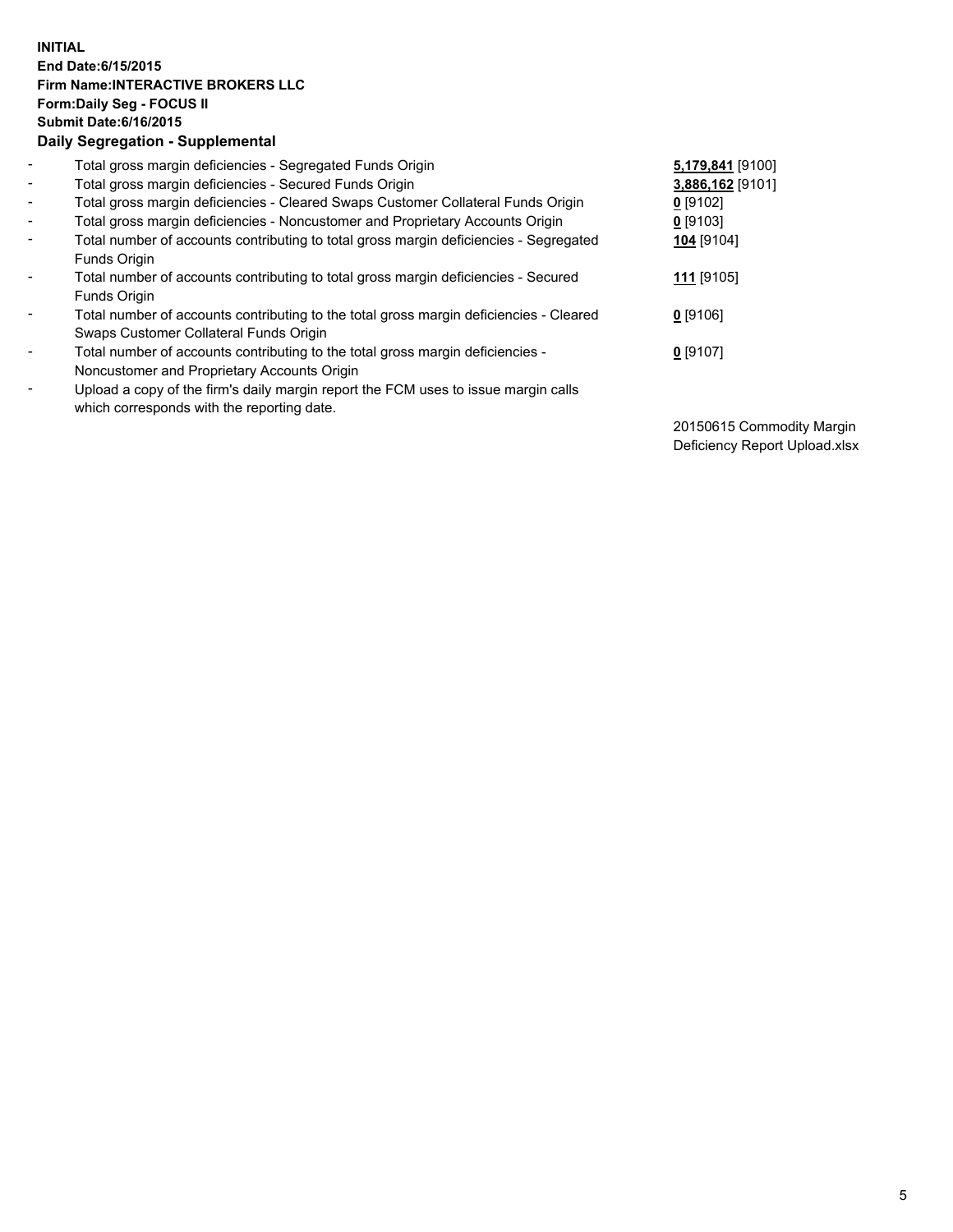**INITIAL**
**End Date:6/15/2015**
**Firm Name:INTERACTIVE BROKERS LLC**
**Form:Daily Seg - FOCUS II**
**Submit Date:6/16/2015**
**Daily Segregation - Supplemental**

| | | |
|---|---|---|
| - | Total gross margin deficiencies - Segregated Funds Origin | **5,179,841** [9100] |
| - | Total gross margin deficiencies - Secured Funds Origin | **3,886,162** [9101] |
| - | Total gross margin deficiencies - Cleared Swaps Customer Collateral Funds Origin | **0** [9102] |
| - | Total gross margin deficiencies - Noncustomer and Proprietary Accounts Origin | **0** [9103] |
| - | Total number of accounts contributing to total gross margin deficiencies - Segregated Funds Origin | **104** [9104] |
| - | Total number of accounts contributing to total gross margin deficiencies - Secured Funds Origin | **111** [9105] |
| - | Total number of accounts contributing to the total gross margin deficiencies - Cleared Swaps Customer Collateral Funds Origin | **0** [9106] |
| - | Total number of accounts contributing to the total gross margin deficiencies - Noncustomer and Proprietary Accounts Origin | **0** [9107] |
| - | Upload a copy of the firm's daily margin report the FCM uses to issue margin calls which corresponds with the reporting date. | 20150615 Commodity Margin Deficiency Report Upload.xlsx |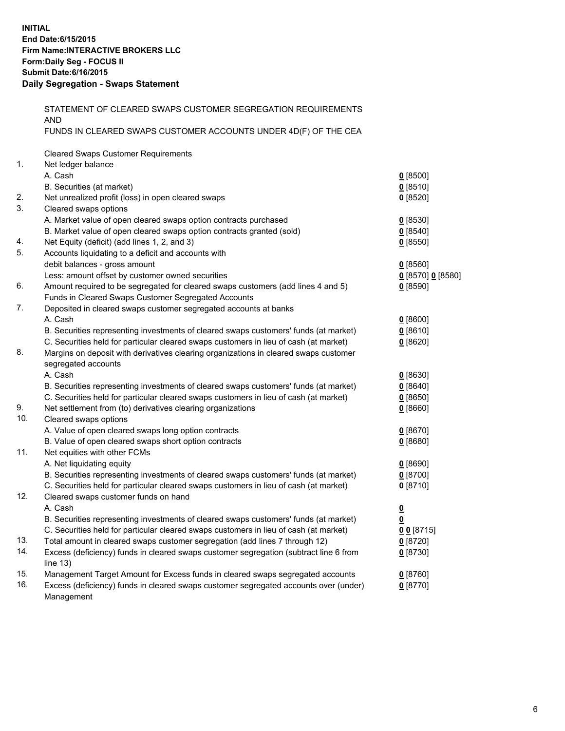**INITIAL**
**End Date:6/15/2015**
**Firm Name:INTERACTIVE BROKERS LLC**
**Form:Daily Seg - FOCUS II**
**Submit Date:6/16/2015**
**Daily Segregation - Swaps Statement**

STATEMENT OF CLEARED SWAPS CUSTOMER SEGREGATION REQUIREMENTS
AND
FUNDS IN CLEARED SWAPS CUSTOMER ACCOUNTS UNDER 4D(F) OF THE CEA

| | | |
|---|---|---|
| | Cleared Swaps Customer Requirements | |
| 1. | Net ledger balance | |
| | A. Cash | 0 [8500] |
| | B. Securities (at market) | 0 [8510] |
| 2. | Net unrealized profit (loss) in open cleared swaps | 0 [8520] |
| 3. | Cleared swaps options | |
| | A. Market value of open cleared swaps option contracts purchased | 0 [8530] |
| | B. Market value of open cleared swaps option contracts granted (sold) | 0 [8540] |
| 4. | Net Equity (deficit) (add lines 1, 2, and 3) | 0 [8550] |
| 5. | Accounts liquidating to a deficit and accounts with | |
| | debit balances - gross amount | 0 [8560] |
| | Less: amount offset by customer owned securities | 0 [8570] 0 [8580] |
| 6. | Amount required to be segregated for cleared swaps customers (add lines 4 and 5) | 0 [8590] |
| | Funds in Cleared Swaps Customer Segregated Accounts | |
| 7. | Deposited in cleared swaps customer segregated accounts at banks | |
| | A. Cash | 0 [8600] |
| | B. Securities representing investments of cleared swaps customers' funds (at market) | 0 [8610] |
| | C. Securities held for particular cleared swaps customers in lieu of cash (at market) | 0 [8620] |
| 8. | Margins on deposit with derivatives clearing organizations in cleared swaps customer segregated accounts | |
| | A. Cash | 0 [8630] |
| | B. Securities representing investments of cleared swaps customers' funds (at market) | 0 [8640] |
| | C. Securities held for particular cleared swaps customers in lieu of cash (at market) | 0 [8650] |
| 9. | Net settlement from (to) derivatives clearing organizations | 0 [8660] |
| 10. | Cleared swaps options | |
| | A. Value of open cleared swaps long option contracts | 0 [8670] |
| | B. Value of open cleared swaps short option contracts | 0 [8680] |
| 11. | Net equities with other FCMs | |
| | A. Net liquidating equity | 0 [8690] |
| | B. Securities representing investments of cleared swaps customers' funds (at market) | 0 [8700] |
| | C. Securities held for particular cleared swaps customers in lieu of cash (at market) | 0 [8710] |
| 12. | Cleared swaps customer funds on hand | |
| | A. Cash | 0 |
| | B. Securities representing investments of cleared swaps customers' funds (at market) | 0 |
| | C. Securities held for particular cleared swaps customers in lieu of cash (at market) | 0 0 [8715] |
| 13. | Total amount in cleared swaps customer segregation (add lines 7 through 12) | 0 [8720] |
| 14. | Excess (deficiency) funds in cleared swaps customer segregation (subtract line 6 from line 13) | 0 [8730] |
| 15. | Management Target Amount for Excess funds in cleared swaps segregated accounts | 0 [8760] |
| 16. | Excess (deficiency) funds in cleared swaps customer segregated accounts over (under) Management | 0 [8770] |